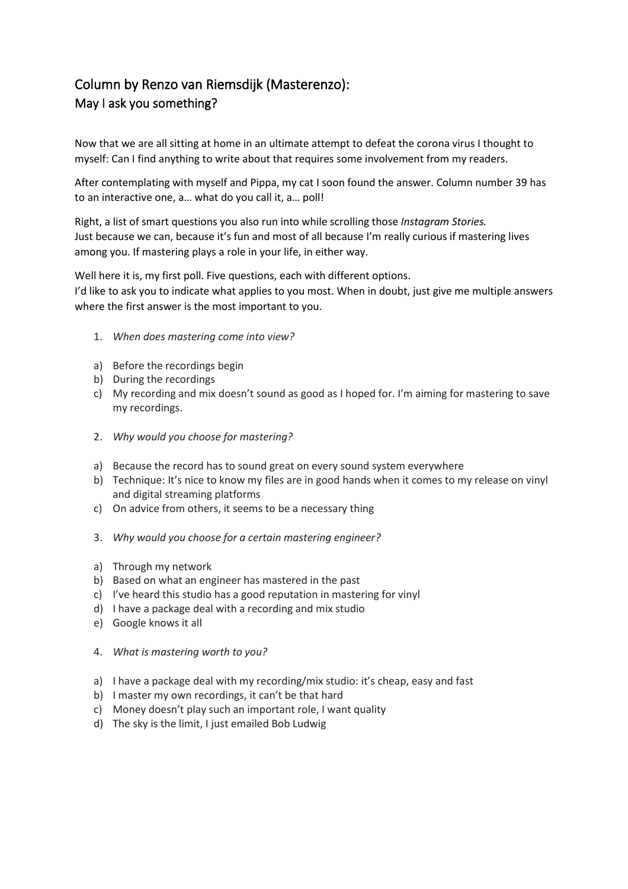## Column by Renzo van Riemsdijk (Masterenzo): May I ask you something?

Now that we are all sitting at home in an ultimate attempt to defeat the corona virus I thought to myself: Can I find anything to write about that requires some involvement from my readers.

After contemplating with myself and Pippa, my cat I soon found the answer. Column number 39 has to an interactive one, a… what do you call it, a… poll!

Right, a list of smart questions you also run into while scrolling those *Instagram Stories.*
Just because we can, because it's fun and most of all because I'm really curious if mastering lives among you. If mastering plays a role in your life, in either way.

Well here it is, my first poll. Five questions, each with different options.
I'd like to ask you to indicate what applies to you most. When in doubt, just give me multiple answers where the first answer is the most important to you.

1. *When does mastering come into view?*

a) Before the recordings begin
b) During the recordings
c) My recording and mix doesn't sound as good as I hoped for. I'm aiming for mastering to save my recordings.

2. *Why would you choose for mastering?*

a) Because the record has to sound great on every sound system everywhere
b) Technique: It's nice to know my files are in good hands when it comes to my release on vinyl and digital streaming platforms
c) On advice from others, it seems to be a necessary thing

3. *Why would you choose for a certain mastering engineer?*

a) Through my network
b) Based on what an engineer has mastered in the past
c) I've heard this studio has a good reputation in mastering for vinyl
d) I have a package deal with a recording and mix studio
e) Google knows it all

4. *What is mastering worth to you?*

a) I have a package deal with my recording/mix studio: it's cheap, easy and fast
b) I master my own recordings, it can't be that hard
c) Money doesn't play such an important role, I want quality
d) The sky is the limit, I just emailed Bob Ludwig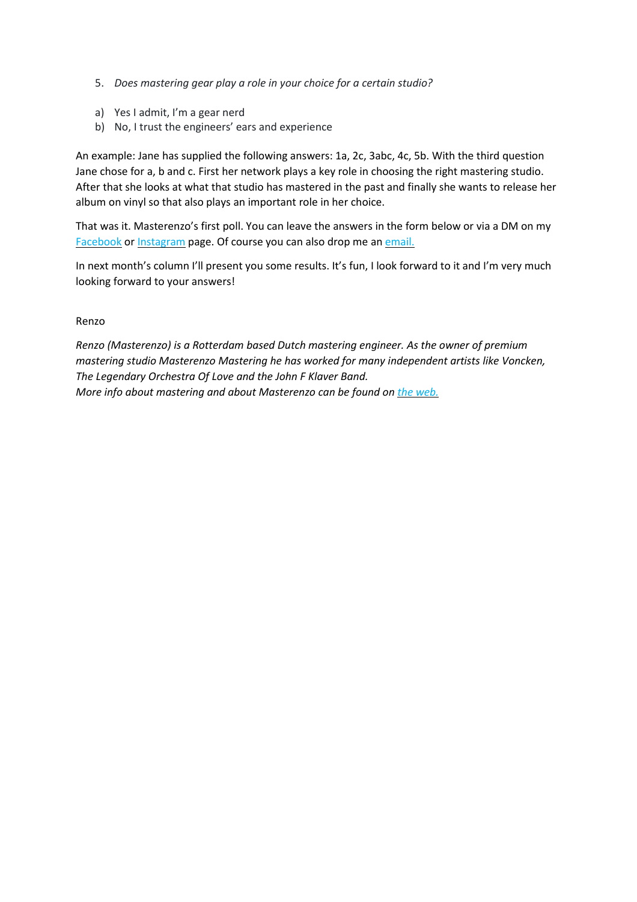5. *Does mastering gear play a role in your choice for a certain studio?*

a) Yes I admit, I'm a gear nerd
b) No, I trust the engineers' ears and experience

An example: Jane has supplied the following answers: 1a, 2c, 3abc, 4c, 5b. With the third question Jane chose for a, b and c. First her network plays a key role in choosing the right mastering studio. After that she looks at what that studio has mastered in the past and finally she wants to release her album on vinyl so that also plays an important role in her choice.

That was it. Masterenzo's first poll. You can leave the answers in the form below or via a DM on my Facebook or Instagram page. Of course you can also drop me an email.

In next month's column I'll present you some results. It's fun, I look forward to it and I'm very much looking forward to your answers!

Renzo

*Renzo (Masterenzo) is a Rotterdam based Dutch mastering engineer. As the owner of premium mastering studio Masterenzo Mastering he has worked for many independent artists like Voncken, The Legendary Orchestra Of Love and the John F Klaver Band.*
*More info about mastering and about Masterenzo can be found on the web.*